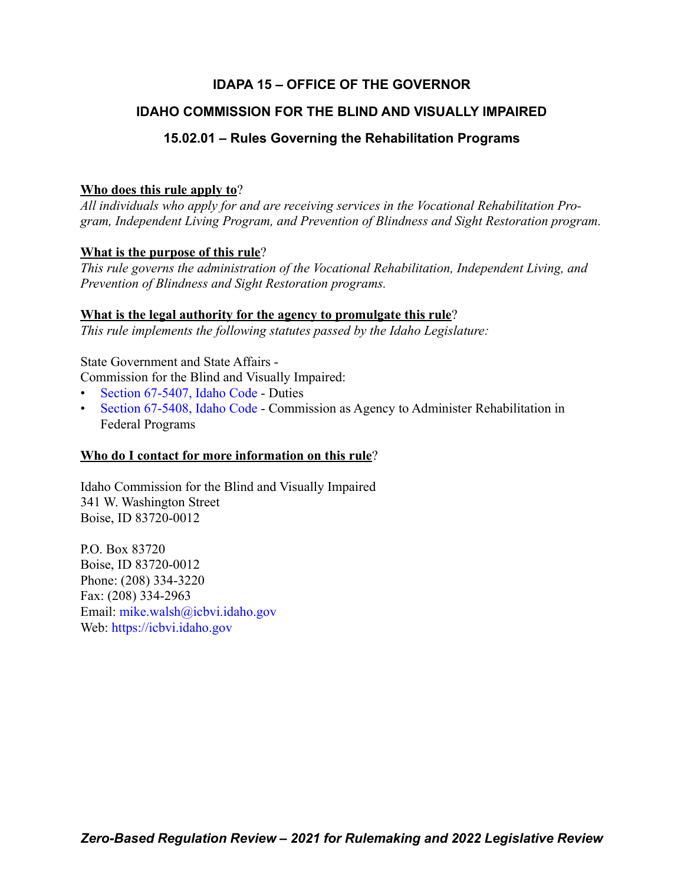# IDAPA 15 – OFFICE OF THE GOVERNOR

## IDAHO COMMISSION FOR THE BLIND AND VISUALLY IMPAIRED

### 15.02.01 – Rules Governing the Rehabilitation Programs

**Who does this rule apply to**?

*All individuals who apply for and are receiving services in the Vocational Rehabilitation Program, Independent Living Program, and Prevention of Blindness and Sight Restoration program.*

**What is the purpose of this rule**?

*This rule governs the administration of the Vocational Rehabilitation, Independent Living, and Prevention of Blindness and Sight Restoration programs.*

**What is the legal authority for the agency to promulgate this rule**?

*This rule implements the following statutes passed by the Idaho Legislature:*

State Government and State Affairs -
Commission for the Blind and Visually Impaired:

- Section 67-5407, Idaho Code - Duties
- Section 67-5408, Idaho Code - Commission as Agency to Administer Rehabilitation in Federal Programs

**Who do I contact for more information on this rule**?

Idaho Commission for the Blind and Visually Impaired
341 W. Washington Street
Boise, ID 83720-0012

P.O. Box 83720
Boise, ID 83720-0012
Phone: (208) 334-3220
Fax: (208) 334-2963
Email: mike.walsh@icbvi.idaho.gov
Web: https://icbvi.idaho.gov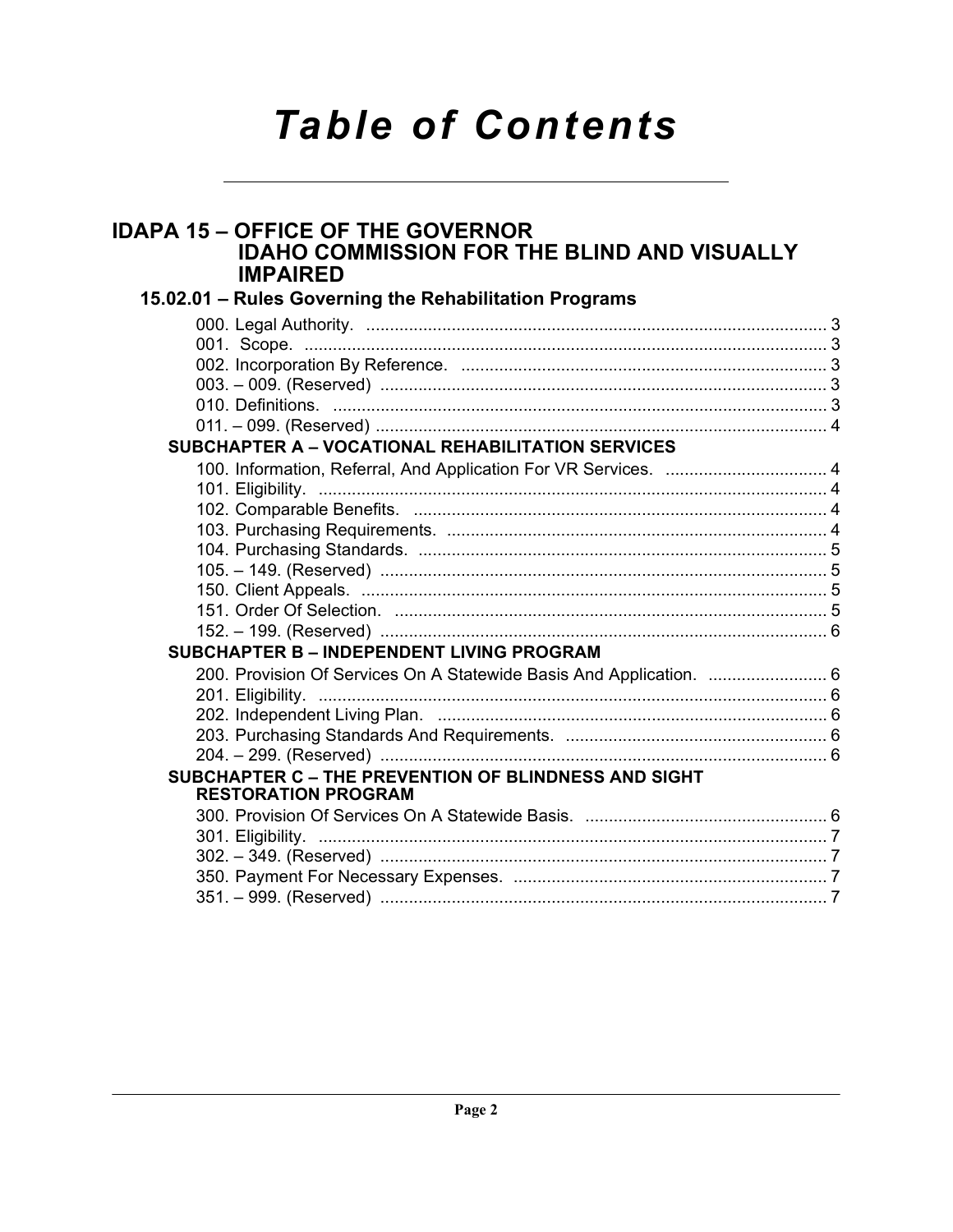# Table of Contents

## IDAPA 15 – OFFICE OF THE GOVERNOR IDAHO COMMISSION FOR THE BLIND AND VISUALLY IMPAIRED

### 15.02.01 – Rules Governing the Rehabilitation Programs

000. Legal Authority. ..... 3
001. Scope. ..... 3
002. Incorporation By Reference. ..... 3
003. – 009. (Reserved) ..... 3
010. Definitions. ..... 3
011. – 099. (Reserved) ..... 4

#### SUBCHAPTER A – VOCATIONAL REHABILITATION SERVICES

100. Information, Referral, And Application For VR Services. ..... 4
101. Eligibility. ..... 4
102. Comparable Benefits. ..... 4
103. Purchasing Requirements. ..... 4
104. Purchasing Standards. ..... 5
105. – 149. (Reserved) ..... 5
150. Client Appeals. ..... 5
151. Order Of Selection. ..... 5
152. – 199. (Reserved) ..... 6

#### SUBCHAPTER B – INDEPENDENT LIVING PROGRAM

200. Provision Of Services On A Statewide Basis And Application. ..... 6
201. Eligibility. ..... 6
202. Independent Living Plan. ..... 6
203. Purchasing Standards And Requirements. ..... 6
204. – 299. (Reserved) ..... 6

#### SUBCHAPTER C – THE PREVENTION OF BLINDNESS AND SIGHT RESTORATION PROGRAM

300. Provision Of Services On A Statewide Basis. ..... 6
301. Eligibility. ..... 7
302. – 349. (Reserved) ..... 7
350. Payment For Necessary Expenses. ..... 7
351. – 999. (Reserved) ..... 7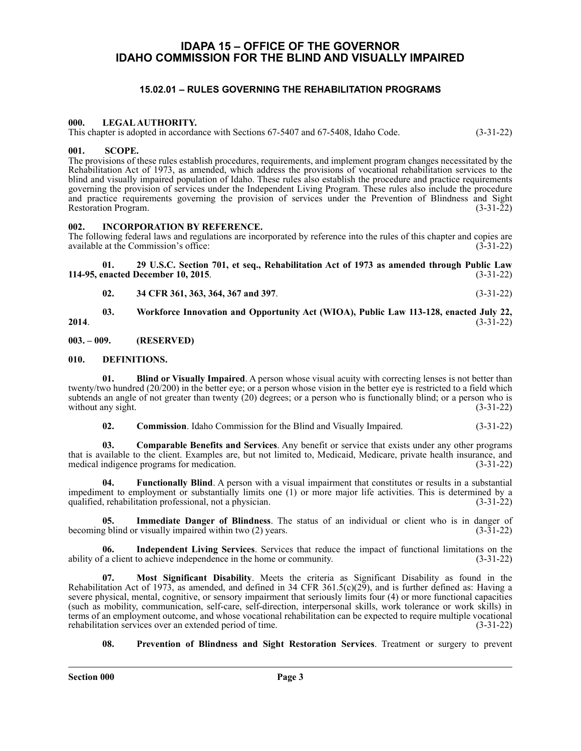# IDAPA 15 – OFFICE OF THE GOVERNOR
# IDAHO COMMISSION FOR THE BLIND AND VISUALLY IMPAIRED

## 15.02.01 – RULES GOVERNING THE REHABILITATION PROGRAMS

### 000. LEGAL AUTHORITY.

This chapter is adopted in accordance with Sections 67-5407 and 67-5408, Idaho Code. (3-31-22)

### 001. SCOPE.

The provisions of these rules establish procedures, requirements, and implement program changes necessitated by the Rehabilitation Act of 1973, as amended, which address the provisions of vocational rehabilitation services to the blind and visually impaired population of Idaho. These rules also establish the procedure and practice requirements governing the provision of services under the Independent Living Program. These rules also include the procedure and practice requirements governing the provision of services under the Prevention of Blindness and Sight Restoration Program. (3-31-22)

### 002. INCORPORATION BY REFERENCE.

The following federal laws and regulations are incorporated by reference into the rules of this chapter and copies are available at the Commission's office: (3-31-22)

**01. 29 U.S.C. Section 701, et seq., Rehabilitation Act of 1973 as amended through Public Law 114-95, enacted December 10, 2015**. (3-31-22)

**02. 34 CFR 361, 363, 364, 367 and 397**. (3-31-22)

**03. Workforce Innovation and Opportunity Act (WIOA), Public Law 113-128, enacted July 22, 2014**. (3-31-22)

### 003. – 009. (RESERVED)

### 010. DEFINITIONS.

**01. Blind or Visually Impaired**. A person whose visual acuity with correcting lenses is not better than twenty/two hundred (20/200) in the better eye; or a person whose vision in the better eye is restricted to a field which subtends an angle of not greater than twenty (20) degrees; or a person who is functionally blind; or a person who is without any sight. (3-31-22)

**02. Commission**. Idaho Commission for the Blind and Visually Impaired. (3-31-22)

**03. Comparable Benefits and Services**. Any benefit or service that exists under any other programs that is available to the client. Examples are, but not limited to, Medicaid, Medicare, private health insurance, and medical indigence programs for medication. (3-31-22)

**04. Functionally Blind**. A person with a visual impairment that constitutes or results in a substantial impediment to employment or substantially limits one (1) or more major life activities. This is determined by a qualified, rehabilitation professional, not a physician. (3-31-22)

**05. Immediate Danger of Blindness**. The status of an individual or client who is in danger of becoming blind or visually impaired within two (2) years. (3-31-22)

**06. Independent Living Services**. Services that reduce the impact of functional limitations on the ability of a client to achieve independence in the home or community. (3-31-22)

**07. Most Significant Disability**. Meets the criteria as Significant Disability as found in the Rehabilitation Act of 1973, as amended, and defined in 34 CFR 361.5(c)(29), and is further defined as: Having a severe physical, mental, cognitive, or sensory impairment that seriously limits four (4) or more functional capacities (such as mobility, communication, self-care, self-direction, interpersonal skills, work tolerance or work skills) in terms of an employment outcome, and whose vocational rehabilitation can be expected to require multiple vocational rehabilitation services over an extended period of time. (3-31-22)

**08. Prevention of Blindness and Sight Restoration Services**. Treatment or surgery to prevent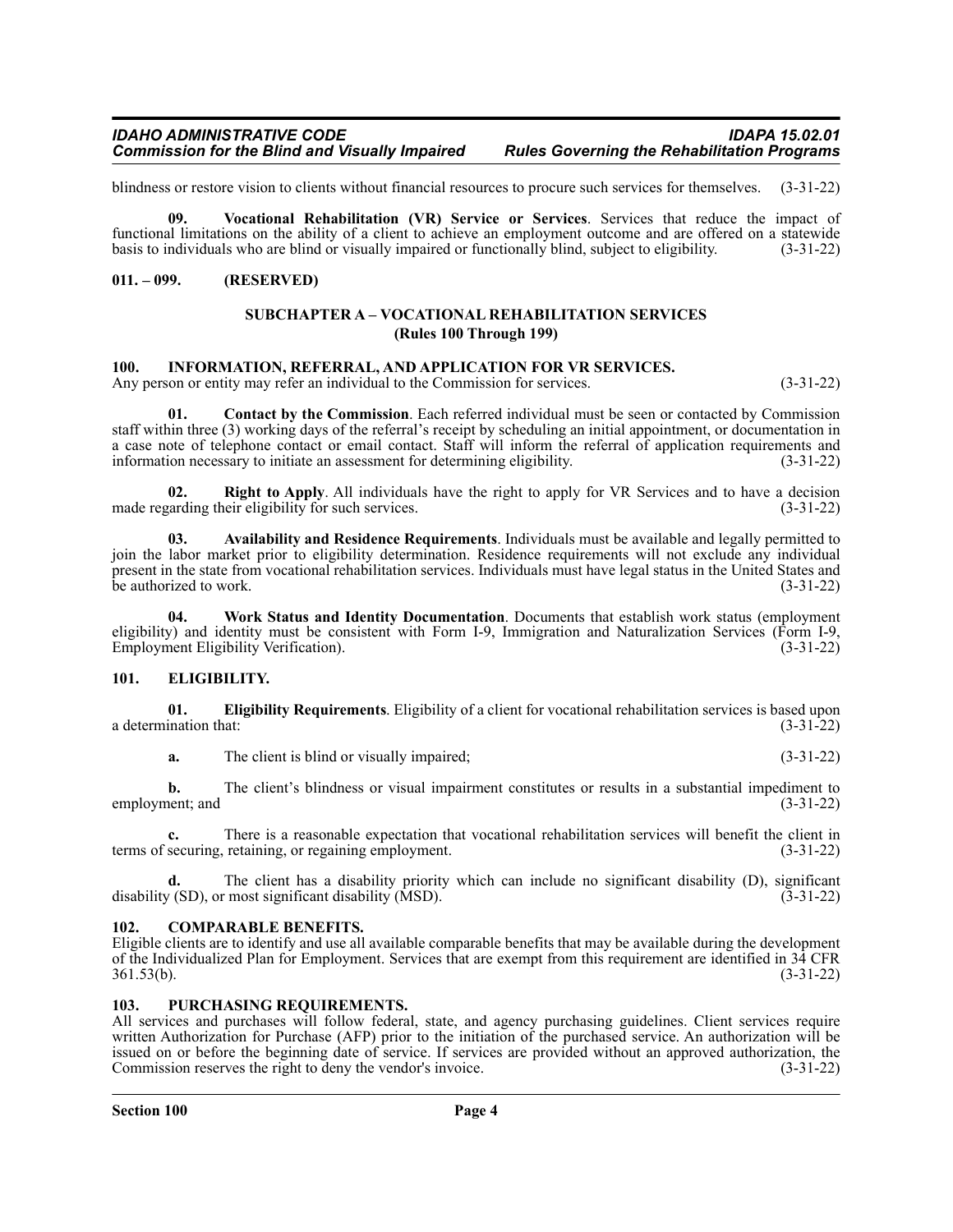blindness or restore vision to clients without financial resources to procure such services for themselves. (3-31-22)

**09. Vocational Rehabilitation (VR) Service or Services**. Services that reduce the impact of functional limitations on the ability of a client to achieve an employment outcome and are offered on a statewide basis to individuals who are blind or visually impaired or functionally blind, subject to eligibility. (3-31-22)

## 011. – 099. (RESERVED)

## SUBCHAPTER A – VOCATIONAL REHABILITATION SERVICES
### (Rules 100 Through 199)

## 100. INFORMATION, REFERRAL, AND APPLICATION FOR VR SERVICES.

Any person or entity may refer an individual to the Commission for services. (3-31-22)

**01. Contact by the Commission**. Each referred individual must be seen or contacted by Commission staff within three (3) working days of the referral's receipt by scheduling an initial appointment, or documentation in a case note of telephone contact or email contact. Staff will inform the referral of application requirements and information necessary to initiate an assessment for determining eligibility. (3-31-22)

**02. Right to Apply**. All individuals have the right to apply for VR Services and to have a decision made regarding their eligibility for such services. (3-31-22)

**03. Availability and Residence Requirements**. Individuals must be available and legally permitted to join the labor market prior to eligibility determination. Residence requirements will not exclude any individual present in the state from vocational rehabilitation services. Individuals must have legal status in the United States and be authorized to work. (3-31-22)

**04. Work Status and Identity Documentation**. Documents that establish work status (employment eligibility) and identity must be consistent with Form I-9, Immigration and Naturalization Services (Form I-9, Employment Eligibility Verification). (3-31-22)

## 101. ELIGIBILITY.

**01. Eligibility Requirements**. Eligibility of a client for vocational rehabilitation services is based upon a determination that: (3-31-22)

**a.** The client is blind or visually impaired; (3-31-22)

**b.** The client's blindness or visual impairment constitutes or results in a substantial impediment to employment; and (3-31-22)

**c.** There is a reasonable expectation that vocational rehabilitation services will benefit the client in terms of securing, retaining, or regaining employment. (3-31-22)

**d.** The client has a disability priority which can include no significant disability (D), significant disability (SD), or most significant disability (MSD). (3-31-22)

## 102. COMPARABLE BENEFITS.

Eligible clients are to identify and use all available comparable benefits that may be available during the development of the Individualized Plan for Employment. Services that are exempt from this requirement are identified in 34 CFR 361.53(b). (3-31-22)

## 103. PURCHASING REQUIREMENTS.

All services and purchases will follow federal, state, and agency purchasing guidelines. Client services require written Authorization for Purchase (AFP) prior to the initiation of the purchased service. An authorization will be issued on or before the beginning date of service. If services are provided without an approved authorization, the Commission reserves the right to deny the vendor's invoice. (3-31-22)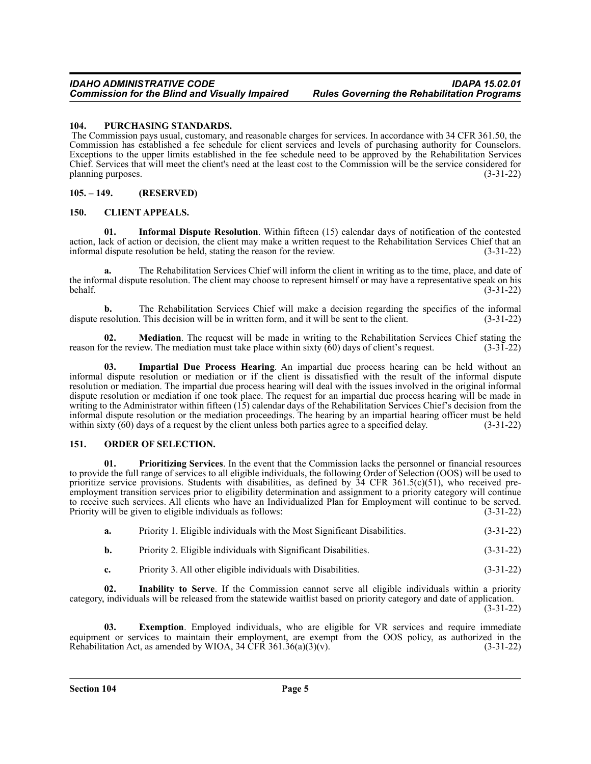### 104. PURCHASING STANDARDS.

The Commission pays usual, customary, and reasonable charges for services. In accordance with 34 CFR 361.50, the Commission has established a fee schedule for client services and levels of purchasing authority for Counselors. Exceptions to the upper limits established in the fee schedule need to be approved by the Rehabilitation Services Chief. Services that will meet the client's need at the least cost to the Commission will be the service considered for planning purposes. (3-31-22)

### 105. – 149. (RESERVED)

### 150. CLIENT APPEALS.

**01. Informal Dispute Resolution**. Within fifteen (15) calendar days of notification of the contested action, lack of action or decision, the client may make a written request to the Rehabilitation Services Chief that an informal dispute resolution be held, stating the reason for the review. (3-31-22)

**a.** The Rehabilitation Services Chief will inform the client in writing as to the time, place, and date of the informal dispute resolution. The client may choose to represent himself or may have a representative speak on his behalf. (3-31-22)

**b.** The Rehabilitation Services Chief will make a decision regarding the specifics of the informal dispute resolution. This decision will be in written form, and it will be sent to the client. (3-31-22)

**02. Mediation**. The request will be made in writing to the Rehabilitation Services Chief stating the reason for the review. The mediation must take place within sixty (60) days of client's request. (3-31-22)

**03. Impartial Due Process Hearing**. An impartial due process hearing can be held without an informal dispute resolution or mediation or if the client is dissatisfied with the result of the informal dispute resolution or mediation. The impartial due process hearing will deal with the issues involved in the original informal dispute resolution or mediation if one took place. The request for an impartial due process hearing will be made in writing to the Administrator within fifteen (15) calendar days of the Rehabilitation Services Chief's decision from the informal dispute resolution or the mediation proceedings. The hearing by an impartial hearing officer must be held within sixty (60) days of a request by the client unless both parties agree to a specified delay. (3-31-22)

### 151. ORDER OF SELECTION.

**01. Prioritizing Services**. In the event that the Commission lacks the personnel or financial resources to provide the full range of services to all eligible individuals, the following Order of Selection (OOS) will be used to prioritize service provisions. Students with disabilities, as defined by 34 CFR 361.5(c)(51), who received pre-employment transition services prior to eligibility determination and assignment to a priority category will continue to receive such services. All clients who have an Individualized Plan for Employment will continue to be served. Priority will be given to eligible individuals as follows: (3-31-22)

**a.** Priority 1. Eligible individuals with the Most Significant Disabilities. (3-31-22)

**b.** Priority 2. Eligible individuals with Significant Disabilities. (3-31-22)

**c.** Priority 3. All other eligible individuals with Disabilities. (3-31-22)

**02. Inability to Serve**. If the Commission cannot serve all eligible individuals within a priority category, individuals will be released from the statewide waitlist based on priority category and date of application. (3-31-22)

**03. Exemption**. Employed individuals, who are eligible for VR services and require immediate equipment or services to maintain their employment, are exempt from the OOS policy, as authorized in the Rehabilitation Act, as amended by WIOA, 34 CFR 361.36(a)(3)(v). (3-31-22)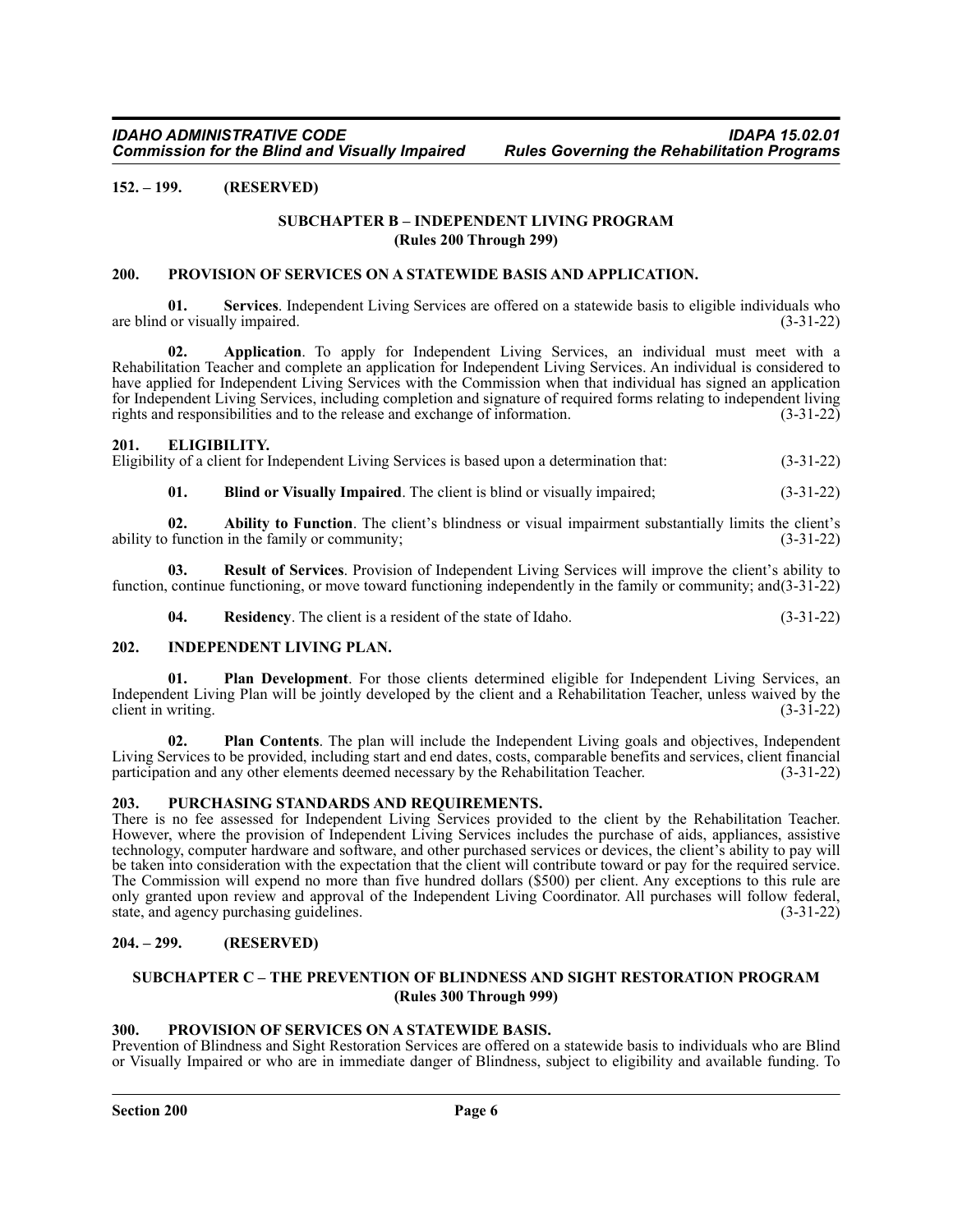**152. – 199. (RESERVED)**

## SUBCHAPTER B – INDEPENDENT LIVING PROGRAM
### (Rules 200 Through 299)

### 200. PROVISION OF SERVICES ON A STATEWIDE BASIS AND APPLICATION.

**01. Services**. Independent Living Services are offered on a statewide basis to eligible individuals who are blind or visually impaired. (3-31-22)

**02. Application**. To apply for Independent Living Services, an individual must meet with a Rehabilitation Teacher and complete an application for Independent Living Services. An individual is considered to have applied for Independent Living Services with the Commission when that individual has signed an application for Independent Living Services, including completion and signature of required forms relating to independent living rights and responsibilities and to the release and exchange of information. (3-31-22)

### 201. ELIGIBILITY.

Eligibility of a client for Independent Living Services is based upon a determination that: (3-31-22)

**01. Blind or Visually Impaired**. The client is blind or visually impaired; (3-31-22)

**02. Ability to Function**. The client's blindness or visual impairment substantially limits the client's ability to function in the family or community; (3-31-22)

**03. Result of Services**. Provision of Independent Living Services will improve the client's ability to function, continue functioning, or move toward functioning independently in the family or community; and(3-31-22)

**04. Residency**. The client is a resident of the state of Idaho. (3-31-22)

### 202. INDEPENDENT LIVING PLAN.

**01. Plan Development**. For those clients determined eligible for Independent Living Services, an Independent Living Plan will be jointly developed by the client and a Rehabilitation Teacher, unless waived by the client in writing. (3-31-22)

**02. Plan Contents**. The plan will include the Independent Living goals and objectives, Independent Living Services to be provided, including start and end dates, costs, comparable benefits and services, client financial participation and any other elements deemed necessary by the Rehabilitation Teacher. (3-31-22)

### 203. PURCHASING STANDARDS AND REQUIREMENTS.

There is no fee assessed for Independent Living Services provided to the client by the Rehabilitation Teacher. However, where the provision of Independent Living Services includes the purchase of aids, appliances, assistive technology, computer hardware and software, and other purchased services or devices, the client's ability to pay will be taken into consideration with the expectation that the client will contribute toward or pay for the required service. The Commission will expend no more than five hundred dollars ($500) per client. Any exceptions to this rule are only granted upon review and approval of the Independent Living Coordinator. All purchases will follow federal, state, and agency purchasing guidelines. (3-31-22)

**204. – 299. (RESERVED)**

## SUBCHAPTER C – THE PREVENTION OF BLINDNESS AND SIGHT RESTORATION PROGRAM
### (Rules 300 Through 999)

### 300. PROVISION OF SERVICES ON A STATEWIDE BASIS.

Prevention of Blindness and Sight Restoration Services are offered on a statewide basis to individuals who are Blind or Visually Impaired or who are in immediate danger of Blindness, subject to eligibility and available funding. To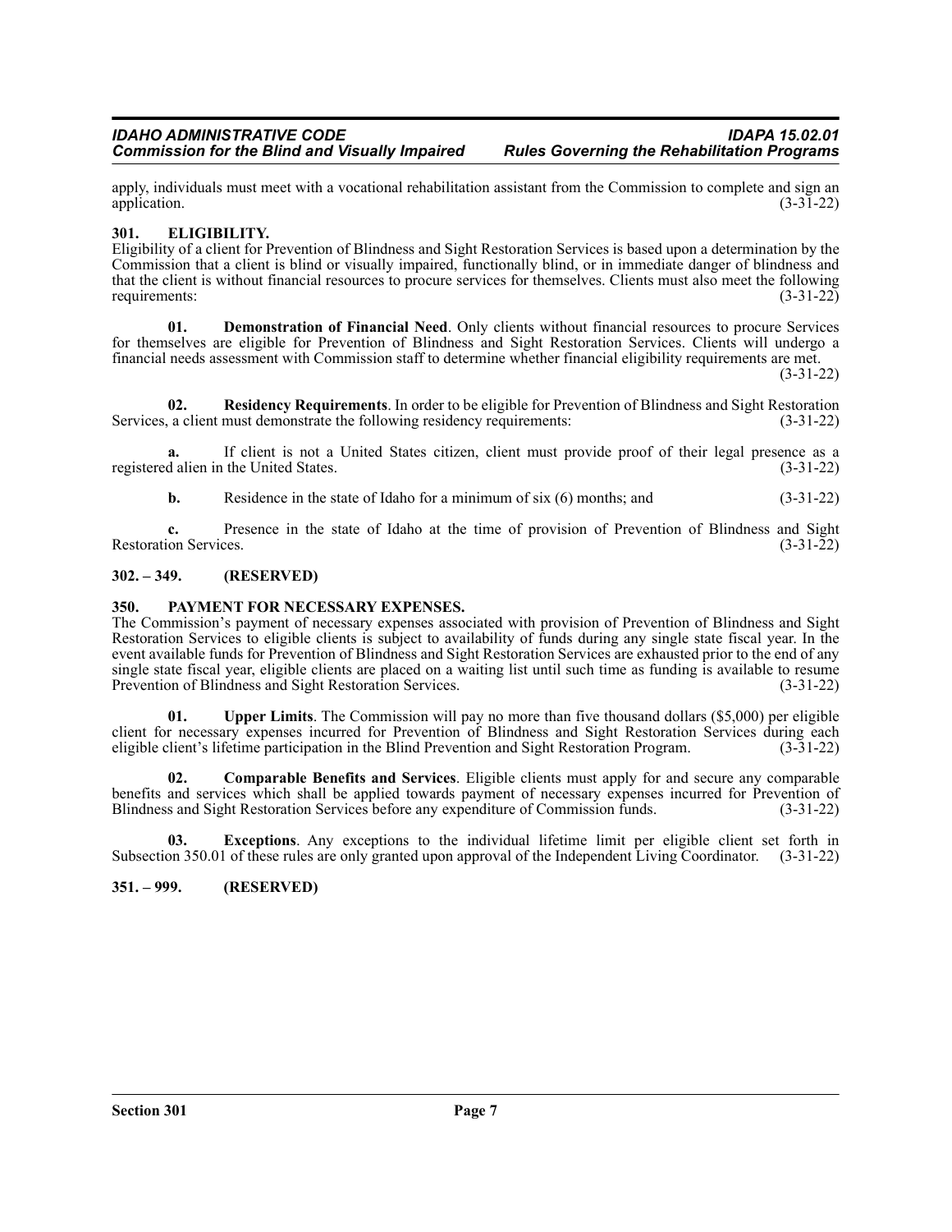apply, individuals must meet with a vocational rehabilitation assistant from the Commission to complete and sign an application. (3-31-22)

## 301. ELIGIBILITY.

Eligibility of a client for Prevention of Blindness and Sight Restoration Services is based upon a determination by the Commission that a client is blind or visually impaired, functionally blind, or in immediate danger of blindness and that the client is without financial resources to procure services for themselves. Clients must also meet the following requirements: (3-31-22)

**01. Demonstration of Financial Need**. Only clients without financial resources to procure Services for themselves are eligible for Prevention of Blindness and Sight Restoration Services. Clients will undergo a financial needs assessment with Commission staff to determine whether financial eligibility requirements are met. (3-31-22)

**02. Residency Requirements**. In order to be eligible for Prevention of Blindness and Sight Restoration Services, a client must demonstrate the following residency requirements: (3-31-22)

**a.** If client is not a United States citizen, client must provide proof of their legal presence as a registered alien in the United States. (3-31-22)

**b.** Residence in the state of Idaho for a minimum of six (6) months; and (3-31-22)

**c.** Presence in the state of Idaho at the time of provision of Prevention of Blindness and Sight Restoration Services. (3-31-22)

## 302. – 349. (RESERVED)

## 350. PAYMENT FOR NECESSARY EXPENSES.

The Commission's payment of necessary expenses associated with provision of Prevention of Blindness and Sight Restoration Services to eligible clients is subject to availability of funds during any single state fiscal year. In the event available funds for Prevention of Blindness and Sight Restoration Services are exhausted prior to the end of any single state fiscal year, eligible clients are placed on a waiting list until such time as funding is available to resume Prevention of Blindness and Sight Restoration Services. (3-31-22)

**01. Upper Limits**. The Commission will pay no more than five thousand dollars ($5,000) per eligible client for necessary expenses incurred for Prevention of Blindness and Sight Restoration Services during each eligible client's lifetime participation in the Blind Prevention and Sight Restoration Program. (3-31-22)

**02. Comparable Benefits and Services**. Eligible clients must apply for and secure any comparable benefits and services which shall be applied towards payment of necessary expenses incurred for Prevention of Blindness and Sight Restoration Services before any expenditure of Commission funds. (3-31-22)

**03. Exceptions**. Any exceptions to the individual lifetime limit per eligible client set forth in Subsection 350.01 of these rules are only granted upon approval of the Independent Living Coordinator. (3-31-22)

## 351. – 999. (RESERVED)